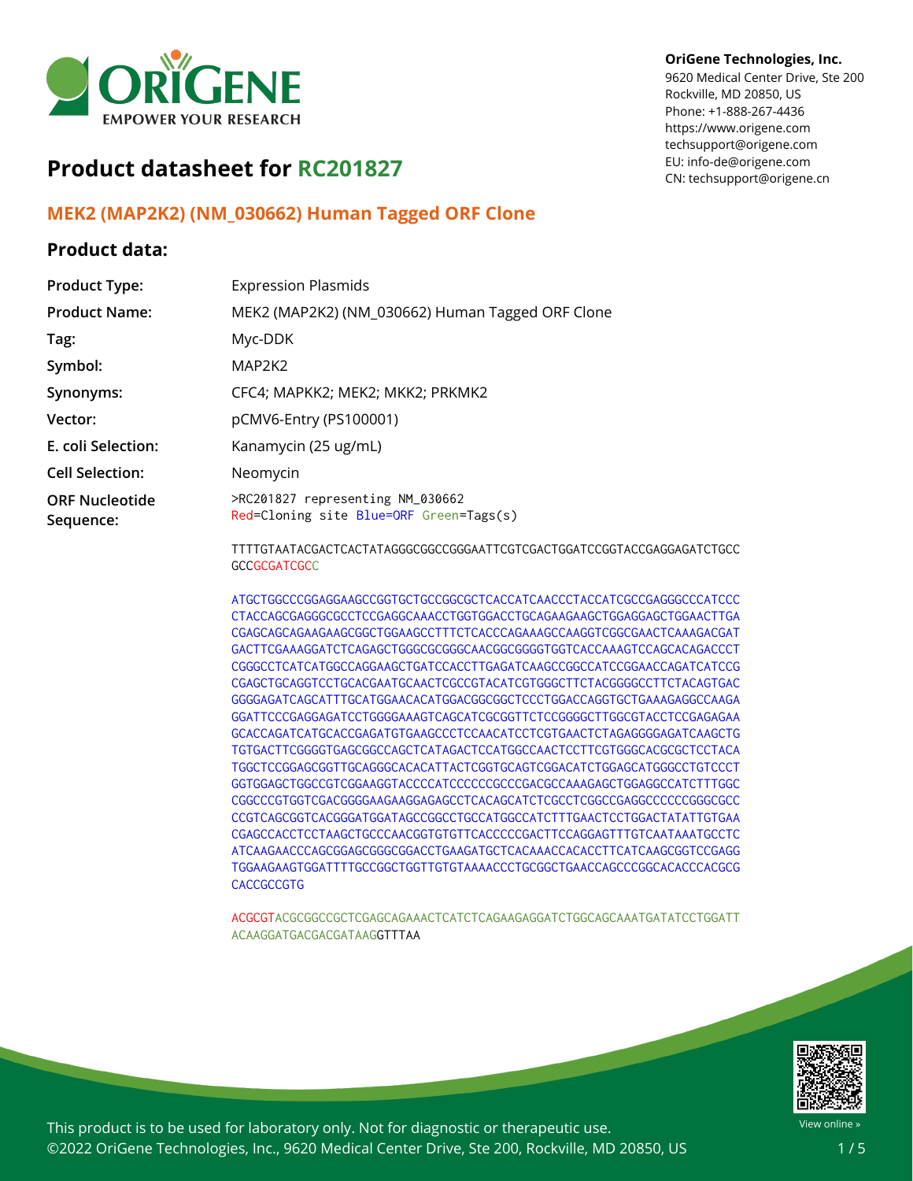OriGene Technologies, Inc.
9620 Medical Center Drive, Ste 200
Rockville, MD 20850, US
Phone: +1-888-267-4436
https://www.origene.com
techsupport@origene.com
EU: info-de@origene.com
CN: techsupport@origene.cn

# Product datasheet for RC201827

## MEK2 (MAP2K2) (NM_030662) Human Tagged ORF Clone

### Product data:

| | |
|---|---|
| **Product Type:** | Expression Plasmids |
| **Product Name:** | MEK2 (MAP2K2) (NM_030662) Human Tagged ORF Clone |
| **Tag:** | Myc-DDK |
| **Symbol:** | MAP2K2 |
| **Synonyms:** | CFC4; MAPKK2; MEK2; MKK2; PRKMK2 |
| **Vector:** | pCMV6-Entry (PS100001) |
| **E. coli Selection:** | Kanamycin (25 ug/mL) |
| **Cell Selection:** | Neomycin |
| **ORF Nucleotide Sequence:** | >RC201827 representing NM_030662<br>Red=Cloning site Blue=ORF Green=Tag(s) |

```
TTTTGTAATACGACTCACTATAGGGCGGCCGGGAATTCGTCGACTGGATCCGGTACCGAGGAGATCTGCC
GCCGCGATCGCC

ATGCTGGCCCGGAGGAAGCCGGTGCTGCCGGCGCTCACCATCAACCCTACCATCGCCGAGGGCCCATCCC
CTACCAGCGAGGGCGCCTCCGAGGCAAACCTGGTGGACCTGCAGAAGAAGCTGGAGGAGCTGGAACTTGA
CGAGCAGCAGAAGAAGCGGCTGGAAGCCTTTCTCACCCAGAAAGCCAAGGTCGGCGAACTCAAAGACGAT
GACTTCGAAAGGATCTCAGAGCTGGGCGCGGGCAACGGCGGGGTGGTCACCAAAGTCCAGCACAGACCCT
CGGGCCTCATCATGGCCAGGAAGCTGATCCACCTTGAGATCAAGCCGGCCATCCGGAACCAGATCATCCG
CGAGCTGCAGGTCCTGCACGAATGCAACTCGCCGTACATCGTGGGCTTCTACGGGGCCTTCTACAGTGAC
GGGGAGATCAGCATTTGCATGGAACACATGGACGGCGGCTCCCTGGACCAGGTGCTGAAAGAGGCCAAGA
GGATTCCCGAGGAGATCCTGGGGAAAGTCAGCATCGCGGTTCTCCGGGGCTTGGCGTACCTCCGAGAGAA
GCACCAGATCATGCACCGAGATGTGAAGCCCTCCAACATCCTCGTGAACTCTAGAGGGGAGATCAAGCTG
TGTGACTTCGGGGTGAGCGGCCAGCTCATAGACTCCATGGCCAACTCCTTCGTGGGCACGCGCTCCTACA
TGGCTCCGGAGCGGTTGCAGGGCACACATTACTCGGTGCAGTCGGACATCTGGAGCATGGGCCTGTCCCT
GGTGGAGCTGGCCGTCGGAAGGTACCCCATCCCCCCGCCCGACGCCAAAGAGCTGGAGGCCATCTTTGGC
CGGCCCGTGGTCGACGGGGAAGAAGGAGAGCCTCACAGCATCTCGCCTCGGCCGAGGCCCCCCGGGCGCC
CCGTCAGCGGTCACGGGATGGATAGCCGGCCTGCCATGGCCATCTTTGAACTCCTGGACTATATTGTGAA
CGAGCCACCTCCTAAGCTGCCCAACGGTGTGTTCACCCCCGACTTCCAGGAGTTTGTCAATAAATGCCTC
ATCAAGAACCCAGCGGAGCGGGCGGACCTGAAGATGCTCACAAACCACACCTTCATCAAGCGGTCCGAGG
TGGAAGAAGTGGATTTTGCCGGCTGGTTGTGTAAAACCCTGCGGCTGAACCAGCCCGGCACACCCACGCG
CACCGCCGTG

ACGCGTACGCGGCCGCTCGAGCAGAAACTCATCTCAGAAGAGGATCTGGCAGCAAATGATATCCTGGATT
ACAAGGATGACGACGATAAGGTTTAA
```

This product is to be used for laboratory only. Not for diagnostic or therapeutic use.
©2022 OriGene Technologies, Inc., 9620 Medical Center Drive, Ste 200, Rockville, MD 20850, US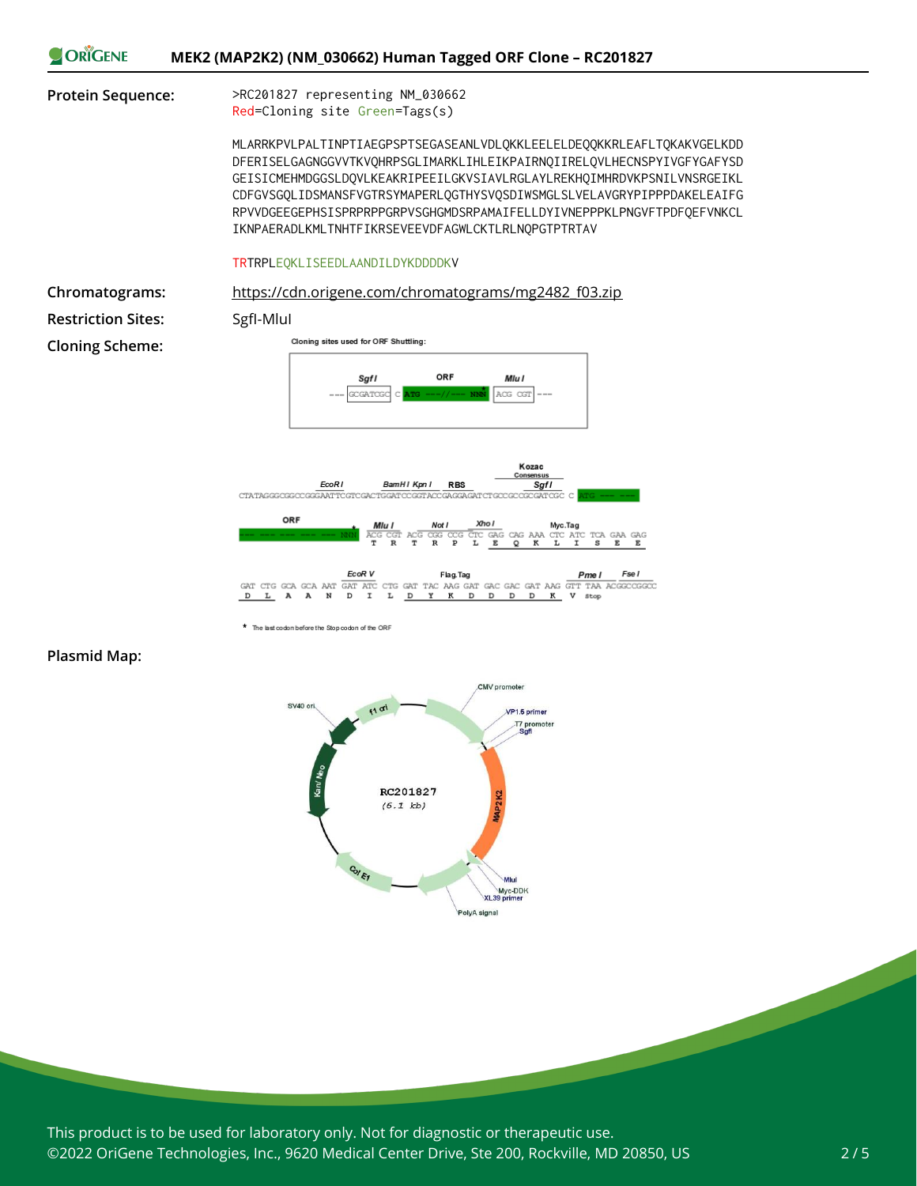**Protein Sequence:**

>RC201827 representing NM_030662
Red=Cloning site Green=Tags(s)

```
MLARRKPVLPALTINPTIAEGPSPTSEGASEANLVDLQKKLEELELDEQQKKRLEAFLTQKAKVGELKDD
DFERISELGAGNGGVVTKVQHRPSGLIMARKLIHLEIKPAIRNQIIRELQVLHECNSPYIVGFYGAFYSD
GEISICMEHMDGGSLDQVLKEAKRIPEEILGKVSIAVLRGLAYLREKHQIMHRDVKPSNILVNSRGEIKL
CDFGVSGQLIDSMANSFVGTRSYMAPERLQGTHYSVQSDIWSMGLSLVELAVGRYPIPPPDAKELEAIFG
RPVVDGEEGEPHSISPRPRPPGRPVSGHGMDSRPAMAIFELLDYIVNEPPPKLPNGVFTPDFQEFVNKCL
IKNPAERADLKMLTNHTFIKRSEVEEVDFAGWLCKTLRLNQPGTPTRTAV

TRTRPLEQKLISEEDLAANDILDYKDDDDKV
```

**Chromatograms:** https://cdn.origene.com/chromatograms/mg2482_f03.zip

**Restriction Sites:** SgfI-MluI

**Cloning Scheme:**

Cloning sites used for ORF Shuttling:

--- SgfI GCGATCGC C ATG ---//--- NNN* MluI ACG CGT ---

CTATAGGGCGGCCGGGAATTCGTCGACTGGATCCGGTACCGAGGAGATCTGCCGCCGCGATCGC C ATG --- ---

(EcoR I, BamH I, Kpn I, RBS, Kozac Consensus, SgfI)

ORF --- NNN* ACG CGT ACG CGG CCG CTC GAG CAG AAA CTC ATC TCA GAA GAG
T R T R P L E Q K L I S E E
(MluI, Not I, Xho I, Myc.Tag)

GAT CTG GCA GCA AAT GAT ATC CTG GAT TAC AAG GAT GAC GAC GAT AAG GTT TAA ACGGCCGGCC
D L A A N D I L D Y K D D D D K V Stop
(EcoR V, Flag.Tag, Pme I, Fse I)

\* The last codon before the Stop codon of the ORF

**Plasmid Map:**

RC201827 (6.1 kb)

CMV promoter, VP1.5 primer, T7 promoter, SgfI, MAP2K2, MluI, Myc-DDK, XL39 primer, PolyA signal, Col E1, Kan/Neo, SV40 ori, f1 ori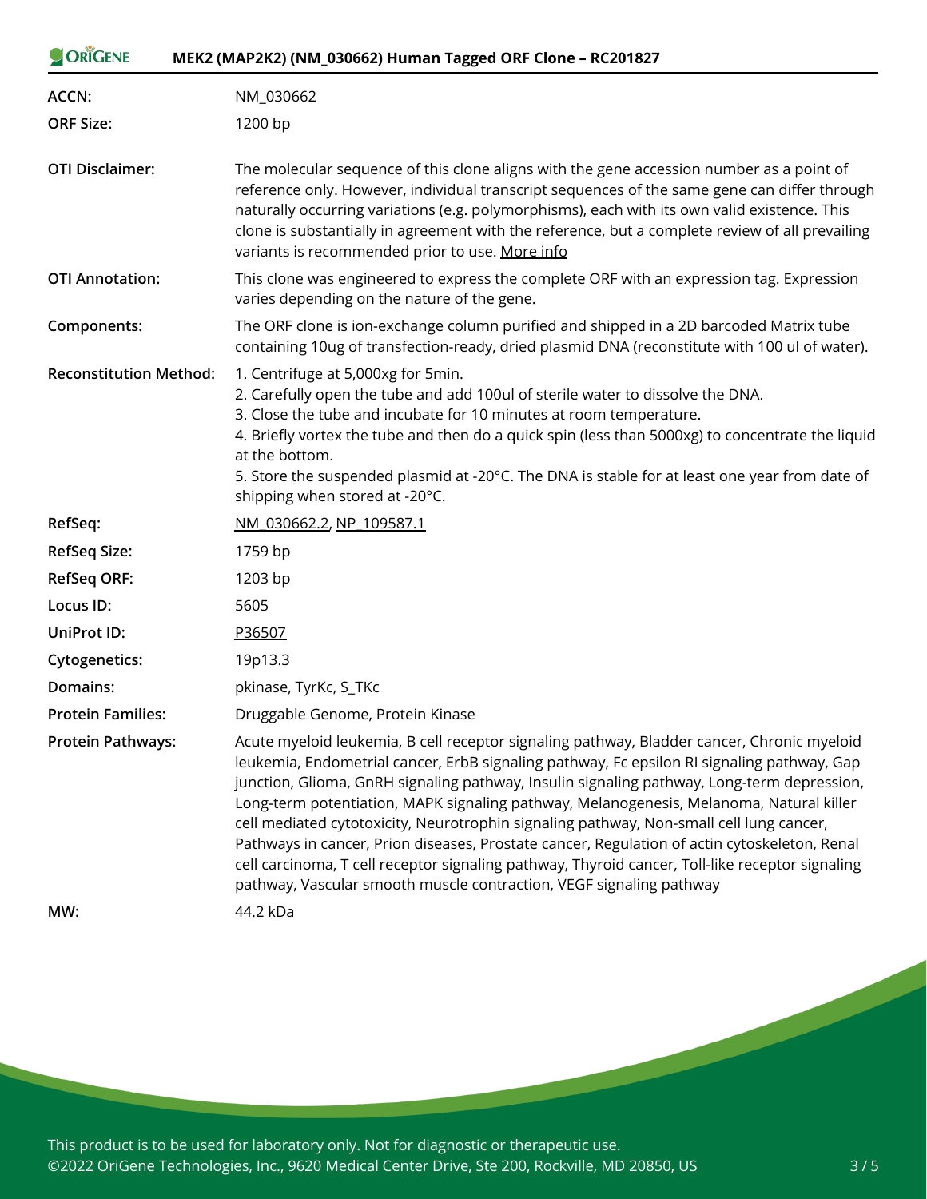| | |
|---|---|
| **ACCN:** | NM_030662 |
| **ORF Size:** | 1200 bp |
| **OTI Disclaimer:** | The molecular sequence of this clone aligns with the gene accession number as a point of reference only. However, individual transcript sequences of the same gene can differ through naturally occurring variations (e.g. polymorphisms), each with its own valid existence. This clone is substantially in agreement with the reference, but a complete review of all prevailing variants is recommended prior to use. More info |
| **OTI Annotation:** | This clone was engineered to express the complete ORF with an expression tag. Expression varies depending on the nature of the gene. |
| **Components:** | The ORF clone is ion-exchange column purified and shipped in a 2D barcoded Matrix tube containing 10ug of transfection-ready, dried plasmid DNA (reconstitute with 100 ul of water). |
| **Reconstitution Method:** | 1. Centrifuge at 5,000xg for 5min.<br>2. Carefully open the tube and add 100ul of sterile water to dissolve the DNA.<br>3. Close the tube and incubate for 10 minutes at room temperature.<br>4. Briefly vortex the tube and then do a quick spin (less than 5000xg) to concentrate the liquid at the bottom.<br>5. Store the suspended plasmid at -20°C. The DNA is stable for at least one year from date of shipping when stored at -20°C. |
| **RefSeq:** | NM_030662.2, NP_109587.1 |
| **RefSeq Size:** | 1759 bp |
| **RefSeq ORF:** | 1203 bp |
| **Locus ID:** | 5605 |
| **UniProt ID:** | P36507 |
| **Cytogenetics:** | 19p13.3 |
| **Domains:** | pkinase, TyrKc, S_TKc |
| **Protein Families:** | Druggable Genome, Protein Kinase |
| **Protein Pathways:** | Acute myeloid leukemia, B cell receptor signaling pathway, Bladder cancer, Chronic myeloid leukemia, Endometrial cancer, ErbB signaling pathway, Fc epsilon RI signaling pathway, Gap junction, Glioma, GnRH signaling pathway, Insulin signaling pathway, Long-term depression, Long-term potentiation, MAPK signaling pathway, Melanogenesis, Melanoma, Natural killer cell mediated cytotoxicity, Neurotrophin signaling pathway, Non-small cell lung cancer, Pathways in cancer, Prion diseases, Prostate cancer, Regulation of actin cytoskeleton, Renal cell carcinoma, T cell receptor signaling pathway, Thyroid cancer, Toll-like receptor signaling pathway, Vascular smooth muscle contraction, VEGF signaling pathway |
| **MW:** | 44.2 kDa |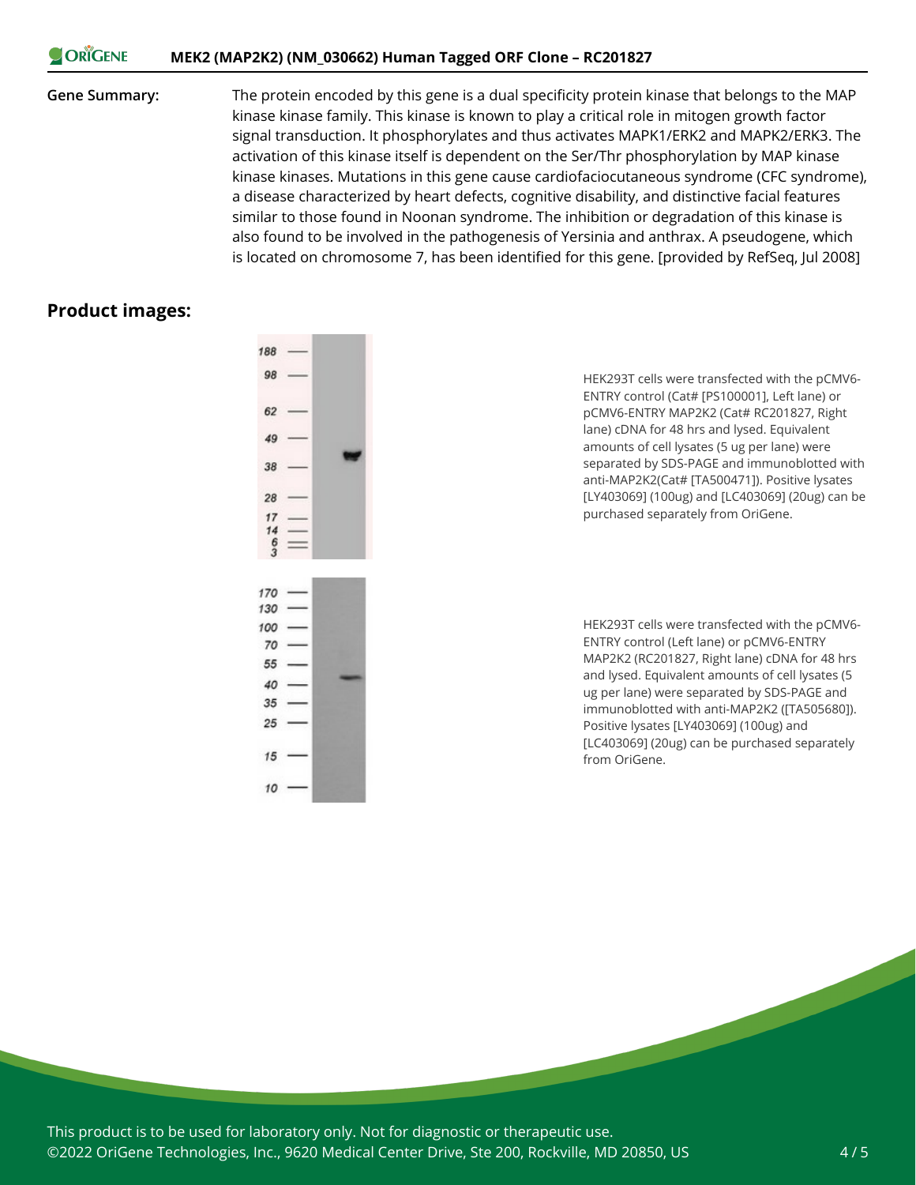**Gene Summary:** The protein encoded by this gene is a dual specificity protein kinase that belongs to the MAP kinase kinase family. This kinase is known to play a critical role in mitogen growth factor signal transduction. It phosphorylates and thus activates MAPK1/ERK2 and MAPK2/ERK3. The activation of this kinase itself is dependent on the Ser/Thr phosphorylation by MAP kinase kinase kinases. Mutations in this gene cause cardiofaciocutaneous syndrome (CFC syndrome), a disease characterized by heart defects, cognitive disability, and distinctive facial features similar to those found in Noonan syndrome. The inhibition or degradation of this kinase is also found to be involved in the pathogenesis of Yersinia and anthrax. A pseudogene, which is located on chromosome 7, has been identified for this gene. [provided by RefSeq, Jul 2008]

## Product images:

HEK293T cells were transfected with the pCMV6-ENTRY control (Cat# [PS100001], Left lane) or pCMV6-ENTRY MAP2K2 (Cat# RC201827, Right lane) cDNA for 48 hrs and lysed. Equivalent amounts of cell lysates (5 ug per lane) were separated by SDS-PAGE and immunoblotted with anti-MAP2K2(Cat# [TA500471]). Positive lysates [LY403069] (100ug) and [LC403069] (20ug) can be purchased separately from OriGene.

HEK293T cells were transfected with the pCMV6-ENTRY control (Left lane) or pCMV6-ENTRY MAP2K2 (RC201827, Right lane) cDNA for 48 hrs and lysed. Equivalent amounts of cell lysates (5 ug per lane) were separated by SDS-PAGE and immunoblotted with anti-MAP2K2 ([TA505680]). Positive lysates [LY403069] (100ug) and [LC403069] (20ug) can be purchased separately from OriGene.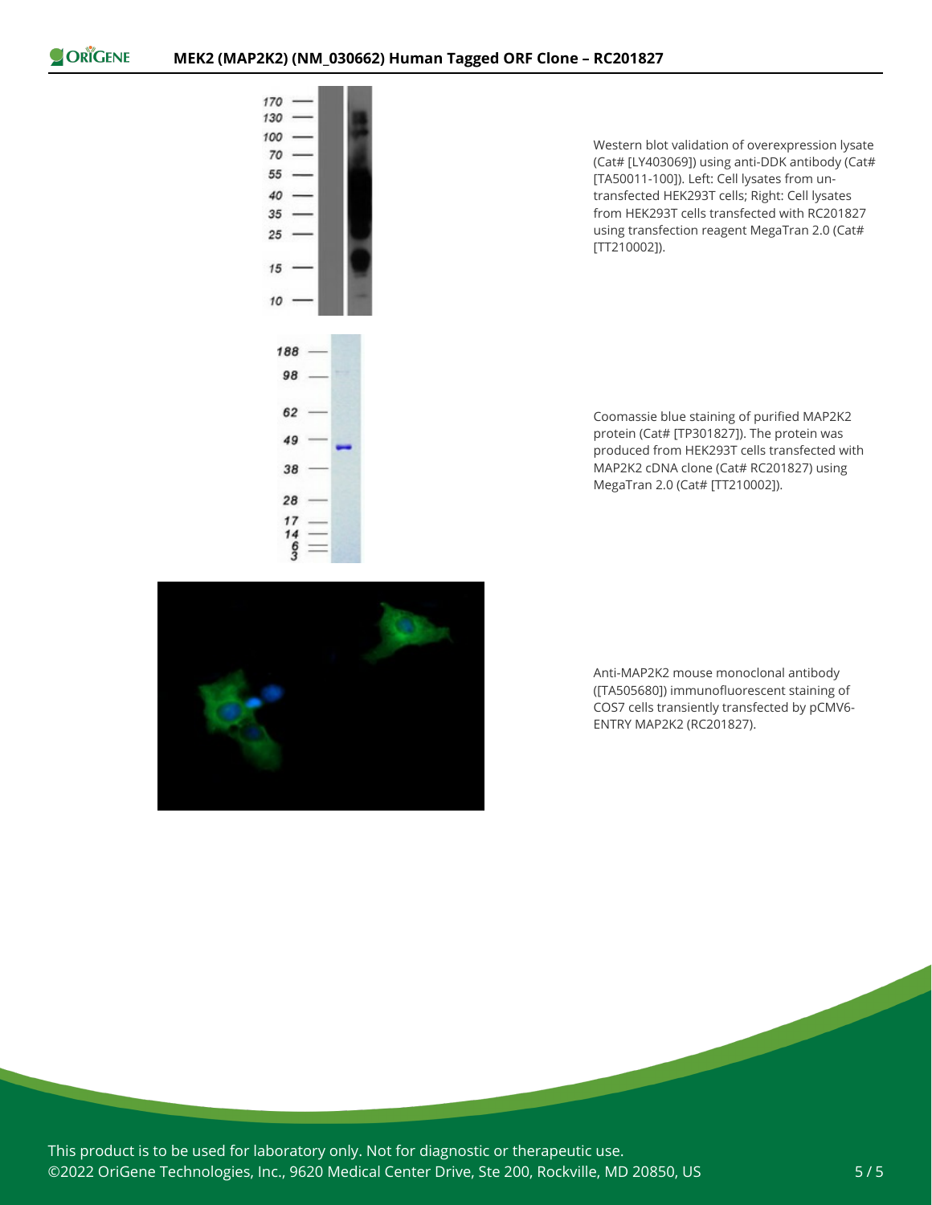170
130
100
70
55
40
35
25
15
10

Western blot validation of overexpression lysate (Cat# [LY403069]) using anti-DDK antibody (Cat# [TA50011-100]). Left: Cell lysates from un-transfected HEK293T cells; Right: Cell lysates from HEK293T cells transfected with RC201827 using transfection reagent MegaTran 2.0 (Cat# [TT210002]).

188
98
62
49
38
28
17
14
6
3

Coomassie blue staining of purified MAP2K2 protein (Cat# [TP301827]). The protein was produced from HEK293T cells transfected with MAP2K2 cDNA clone (Cat# RC201827) using MegaTran 2.0 (Cat# [TT210002]).

Anti-MAP2K2 mouse monoclonal antibody ([TA505680]) immunofluorescent staining of COS7 cells transiently transfected by pCMV6-ENTRY MAP2K2 (RC201827).

This product is to be used for laboratory only. Not for diagnostic or therapeutic use.
©2022 OriGene Technologies, Inc., 9620 Medical Center Drive, Ste 200, Rockville, MD 20850, US